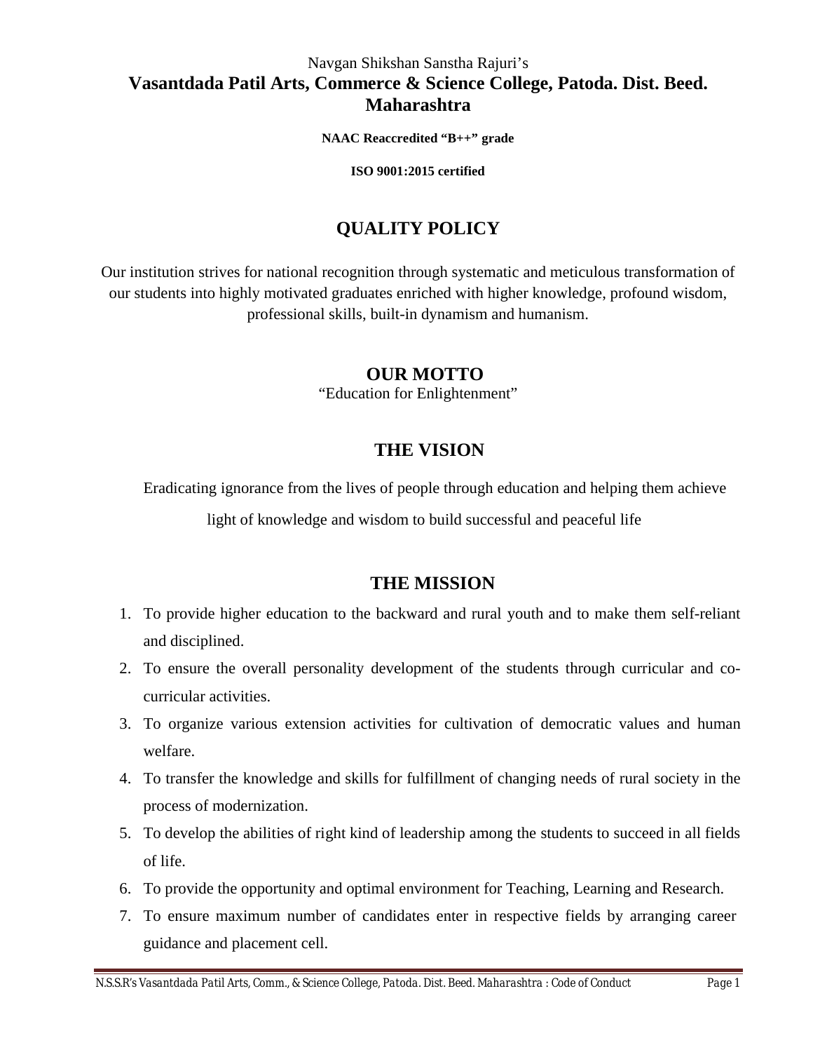Navgan Shikshan Sanstha Rajuri's

# Vasantdada Patil Arts, Commerce & Science College, Patoda. Dist. Beed. Maharashtra

**NAAC Reaccredited "B++" grade**

**ISO 9001:2015 certified**

## QUALITY POLICY

Our institution strives for national recognition through systematic and meticulous transformation of our students into highly motivated graduates enriched with higher knowledge, profound wisdom, professional skills, built-in dynamism and humanism.

## OUR MOTTO

"Education for Enlightenment"

## THE VISION

Eradicating ignorance from the lives of people through education and helping them achieve light of knowledge and wisdom to build successful and peaceful life

## THE MISSION

1. To provide higher education to the backward and rural youth and to make them self-reliant and disciplined.
2. To ensure the overall personality development of the students through curricular and co-curricular activities.
3. To organize various extension activities for cultivation of democratic values and human welfare.
4. To transfer the knowledge and skills for fulfillment of changing needs of rural society in the process of modernization.
5. To develop the abilities of right kind of leadership among the students to succeed in all fields of life.
6. To provide the opportunity and optimal environment for Teaching, Learning and Research.
7. To ensure maximum number of candidates enter in respective fields by arranging career guidance and placement cell.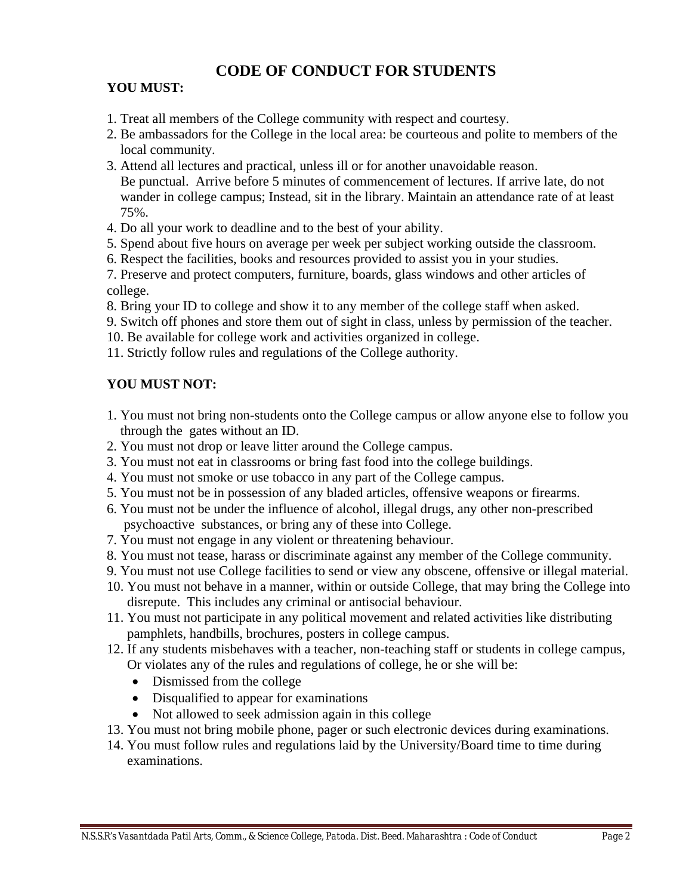# CODE OF CONDUCT FOR STUDENTS

**YOU MUST:**

1. Treat all members of the College community with respect and courtesy.
2. Be ambassadors for the College in the local area: be courteous and polite to members of the local community.
3. Attend all lectures and practical, unless ill or for another unavoidable reason.
   Be punctual. Arrive before 5 minutes of commencement of lectures. If arrive late, do not wander in college campus; Instead, sit in the library. Maintain an attendance rate of at least 75%.
4. Do all your work to deadline and to the best of your ability.
5. Spend about five hours on average per week per subject working outside the classroom.
6. Respect the facilities, books and resources provided to assist you in your studies.
7. Preserve and protect computers, furniture, boards, glass windows and other articles of college.
8. Bring your ID to college and show it to any member of the college staff when asked.
9. Switch off phones and store them out of sight in class, unless by permission of the teacher.
10. Be available for college work and activities organized in college.
11. Strictly follow rules and regulations of the College authority.

**YOU MUST NOT:**

1. You must not bring non-students onto the College campus or allow anyone else to follow you through the gates without an ID.
2. You must not drop or leave litter around the College campus.
3. You must not eat in classrooms or bring fast food into the college buildings.
4. You must not smoke or use tobacco in any part of the College campus.
5. You must not be in possession of any bladed articles, offensive weapons or firearms.
6. You must not be under the influence of alcohol, illegal drugs, any other non-prescribed psychoactive substances, or bring any of these into College.
7. You must not engage in any violent or threatening behaviour.
8. You must not tease, harass or discriminate against any member of the College community.
9. You must not use College facilities to send or view any obscene, offensive or illegal material.
10. You must not behave in a manner, within or outside College, that may bring the College into disrepute. This includes any criminal or antisocial behaviour.
11. You must not participate in any political movement and related activities like distributing pamphlets, handbills, brochures, posters in college campus.
12. If any students misbehaves with a teacher, non-teaching staff or students in college campus, Or violates any of the rules and regulations of college, he or she will be:
    - Dismissed from the college
    - Disqualified to appear for examinations
    - Not allowed to seek admission again in this college
13. You must not bring mobile phone, pager or such electronic devices during examinations.
14. You must follow rules and regulations laid by the University/Board time to time during examinations.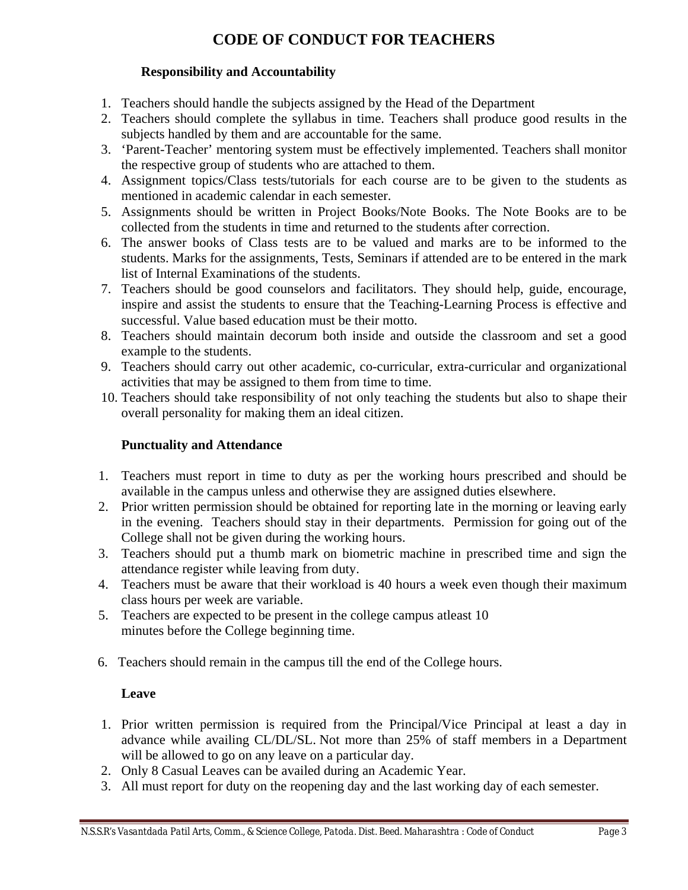# CODE OF CONDUCT FOR TEACHERS

### Responsibility and Accountability

1. Teachers should handle the subjects assigned by the Head of the Department
2. Teachers should complete the syllabus in time. Teachers shall produce good results in the subjects handled by them and are accountable for the same.
3. 'Parent-Teacher' mentoring system must be effectively implemented. Teachers shall monitor the respective group of students who are attached to them.
4. Assignment topics/Class tests/tutorials for each course are to be given to the students as mentioned in academic calendar in each semester.
5. Assignments should be written in Project Books/Note Books. The Note Books are to be collected from the students in time and returned to the students after correction.
6. The answer books of Class tests are to be valued and marks are to be informed to the students. Marks for the assignments, Tests, Seminars if attended are to be entered in the mark list of Internal Examinations of the students.
7. Teachers should be good counselors and facilitators. They should help, guide, encourage, inspire and assist the students to ensure that the Teaching-Learning Process is effective and successful. Value based education must be their motto.
8. Teachers should maintain decorum both inside and outside the classroom and set a good example to the students.
9. Teachers should carry out other academic, co-curricular, extra-curricular and organizational activities that may be assigned to them from time to time.
10. Teachers should take responsibility of not only teaching the students but also to shape their overall personality for making them an ideal citizen.

### Punctuality and Attendance

1. Teachers must report in time to duty as per the working hours prescribed and should be available in the campus unless and otherwise they are assigned duties elsewhere.
2. Prior written permission should be obtained for reporting late in the morning or leaving early in the evening. Teachers should stay in their departments. Permission for going out of the College shall not be given during the working hours.
3. Teachers should put a thumb mark on biometric machine in prescribed time and sign the attendance register while leaving from duty.
4. Teachers must be aware that their workload is 40 hours a week even though their maximum class hours per week are variable.
5. Teachers are expected to be present in the college campus atleast 10 minutes before the College beginning time.
6. Teachers should remain in the campus till the end of the College hours.

### Leave

1. Prior written permission is required from the Principal/Vice Principal at least a day in advance while availing CL/DL/SL. Not more than 25% of staff members in a Department will be allowed to go on any leave on a particular day.
2. Only 8 Casual Leaves can be availed during an Academic Year.
3. All must report for duty on the reopening day and the last working day of each semester.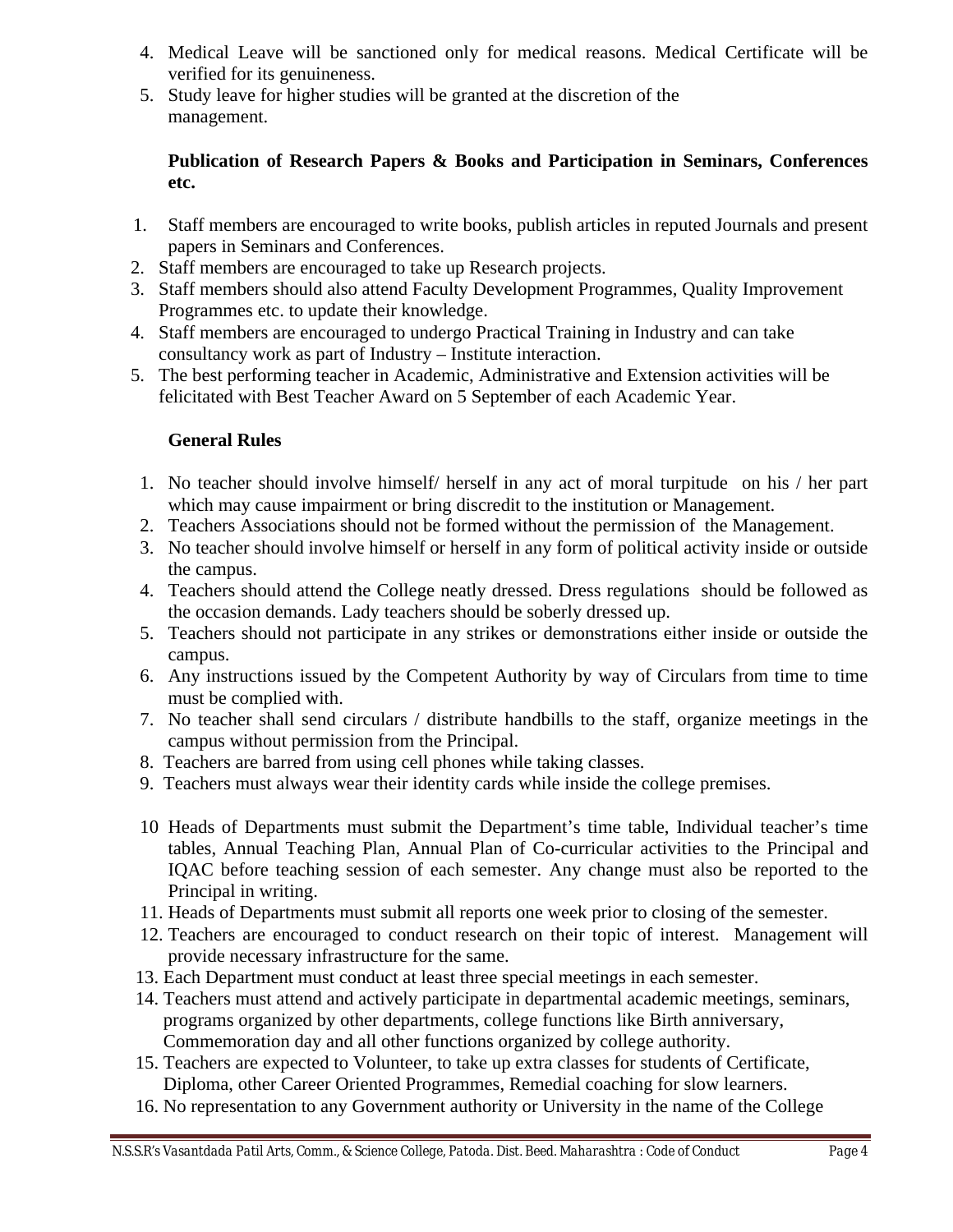4. Medical Leave will be sanctioned only for medical reasons. Medical Certificate will be verified for its genuineness.
5. Study leave for higher studies will be granted at the discretion of the management.

**Publication of Research Papers & Books and Participation in Seminars, Conferences etc.**

1. Staff members are encouraged to write books, publish articles in reputed Journals and present papers in Seminars and Conferences.
2. Staff members are encouraged to take up Research projects.
3. Staff members should also attend Faculty Development Programmes, Quality Improvement Programmes etc. to update their knowledge.
4. Staff members are encouraged to undergo Practical Training in Industry and can take consultancy work as part of Industry – Institute interaction.
5. The best performing teacher in Academic, Administrative and Extension activities will be felicitated with Best Teacher Award on 5 September of each Academic Year.

**General Rules**

1. No teacher should involve himself/ herself in any act of moral turpitude on his / her part which may cause impairment or bring discredit to the institution or Management.
2. Teachers Associations should not be formed without the permission of the Management.
3. No teacher should involve himself or herself in any form of political activity inside or outside the campus.
4. Teachers should attend the College neatly dressed. Dress regulations should be followed as the occasion demands. Lady teachers should be soberly dressed up.
5. Teachers should not participate in any strikes or demonstrations either inside or outside the campus.
6. Any instructions issued by the Competent Authority by way of Circulars from time to time must be complied with.
7. No teacher shall send circulars / distribute handbills to the staff, organize meetings in the campus without permission from the Principal.
8. Teachers are barred from using cell phones while taking classes.
9. Teachers must always wear their identity cards while inside the college premises.
10. Heads of Departments must submit the Department's time table, Individual teacher's time tables, Annual Teaching Plan, Annual Plan of Co-curricular activities to the Principal and IQAC before teaching session of each semester. Any change must also be reported to the Principal in writing.
11. Heads of Departments must submit all reports one week prior to closing of the semester.
12. Teachers are encouraged to conduct research on their topic of interest. Management will provide necessary infrastructure for the same.
13. Each Department must conduct at least three special meetings in each semester.
14. Teachers must attend and actively participate in departmental academic meetings, seminars, programs organized by other departments, college functions like Birth anniversary, Commemoration day and all other functions organized by college authority.
15. Teachers are expected to Volunteer, to take up extra classes for students of Certificate, Diploma, other Career Oriented Programmes, Remedial coaching for slow learners.
16. No representation to any Government authority or University in the name of the College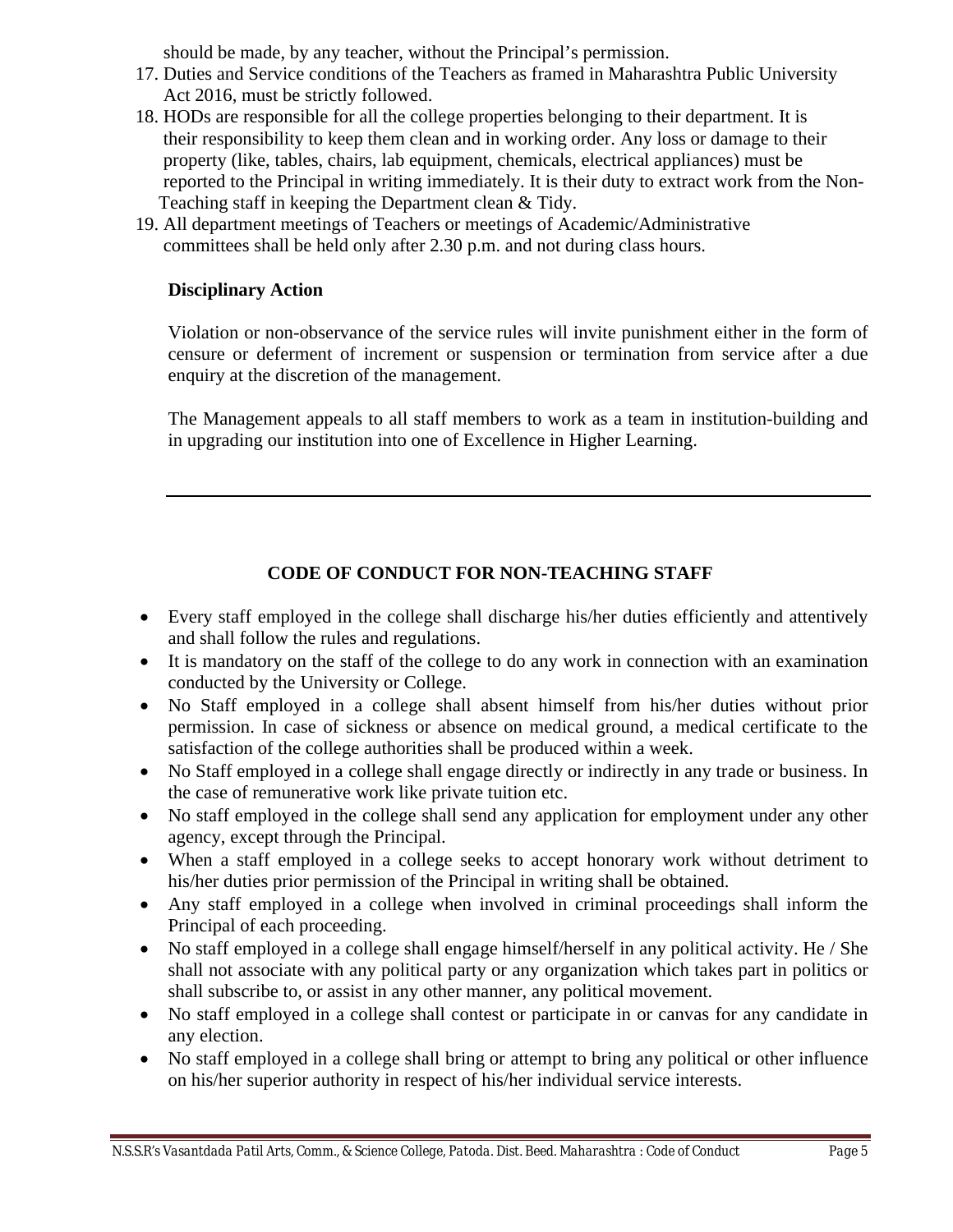should be made, by any teacher, without the Principal's permission.

17. Duties and Service conditions of the Teachers as framed in Maharashtra Public University Act 2016, must be strictly followed.
18. HODs are responsible for all the college properties belonging to their department. It is their responsibility to keep them clean and in working order. Any loss or damage to their property (like, tables, chairs, lab equipment, chemicals, electrical appliances) must be reported to the Principal in writing immediately. It is their duty to extract work from the Non-Teaching staff in keeping the Department clean & Tidy.
19. All department meetings of Teachers or meetings of Academic/Administrative committees shall be held only after 2.30 p.m. and not during class hours.

**Disciplinary Action**

Violation or non-observance of the service rules will invite punishment either in the form of censure or deferment of increment or suspension or termination from service after a due enquiry at the discretion of the management.

The Management appeals to all staff members to work as a team in institution-building and in upgrading our institution into one of Excellence in Higher Learning.

---

## CODE OF CONDUCT FOR NON-TEACHING STAFF

- Every staff employed in the college shall discharge his/her duties efficiently and attentively and shall follow the rules and regulations.
- It is mandatory on the staff of the college to do any work in connection with an examination conducted by the University or College.
- No Staff employed in a college shall absent himself from his/her duties without prior permission. In case of sickness or absence on medical ground, a medical certificate to the satisfaction of the college authorities shall be produced within a week.
- No Staff employed in a college shall engage directly or indirectly in any trade or business. In the case of remunerative work like private tuition etc.
- No staff employed in the college shall send any application for employment under any other agency, except through the Principal.
- When a staff employed in a college seeks to accept honorary work without detriment to his/her duties prior permission of the Principal in writing shall be obtained.
- Any staff employed in a college when involved in criminal proceedings shall inform the Principal of each proceeding.
- No staff employed in a college shall engage himself/herself in any political activity. He / She shall not associate with any political party or any organization which takes part in politics or shall subscribe to, or assist in any other manner, any political movement.
- No staff employed in a college shall contest or participate in or canvas for any candidate in any election.
- No staff employed in a college shall bring or attempt to bring any political or other influence on his/her superior authority in respect of his/her individual service interests.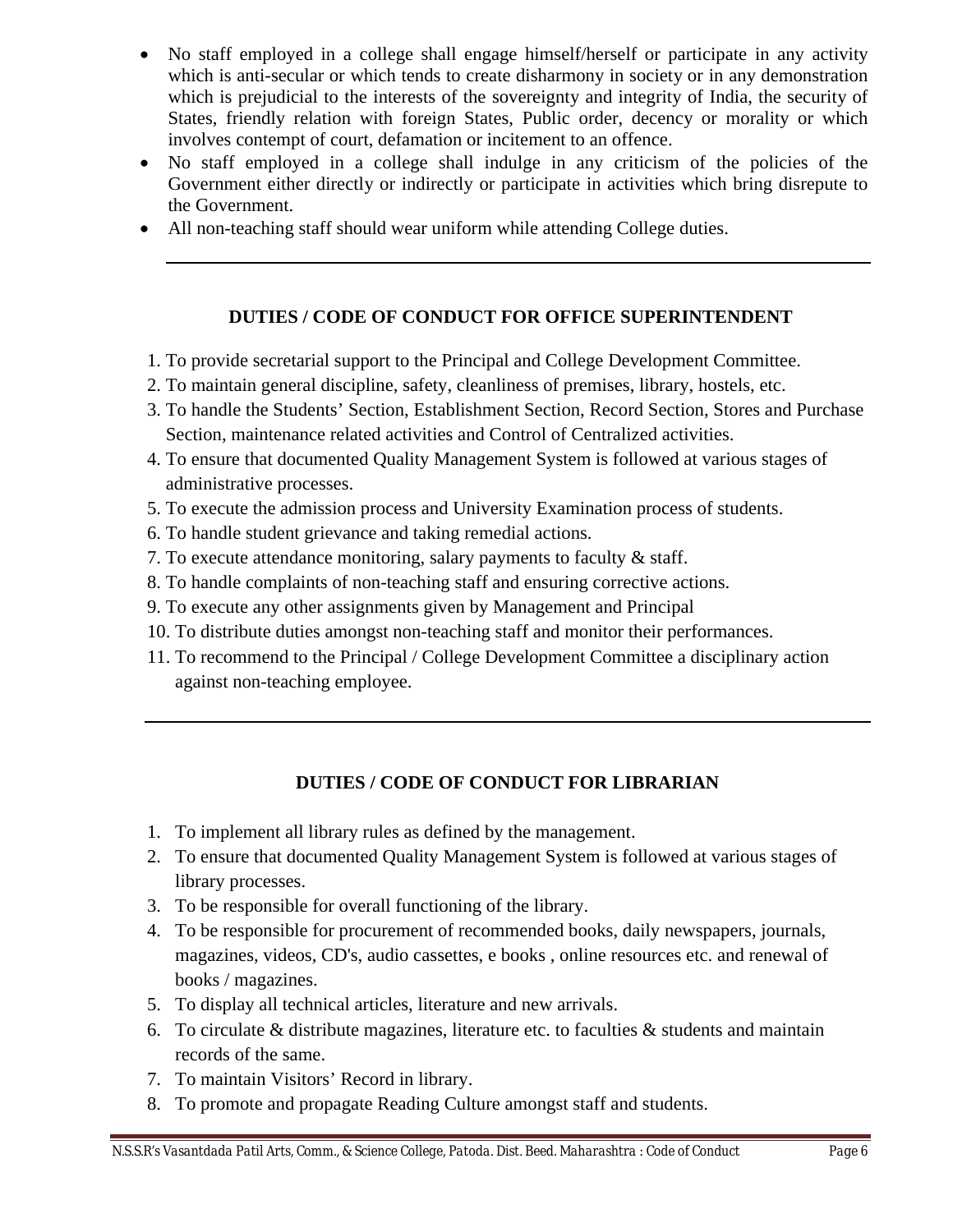- No staff employed in a college shall engage himself/herself or participate in any activity which is anti-secular or which tends to create disharmony in society or in any demonstration which is prejudicial to the interests of the sovereignty and integrity of India, the security of States, friendly relation with foreign States, Public order, decency or morality or which involves contempt of court, defamation or incitement to an offence.
- No staff employed in a college shall indulge in any criticism of the policies of the Government either directly or indirectly or participate in activities which bring disrepute to the Government.
- All non-teaching staff should wear uniform while attending College duties.

---

## DUTIES / CODE OF CONDUCT FOR OFFICE SUPERINTENDENT

1. To provide secretarial support to the Principal and College Development Committee.
2. To maintain general discipline, safety, cleanliness of premises, library, hostels, etc.
3. To handle the Students' Section, Establishment Section, Record Section, Stores and Purchase Section, maintenance related activities and Control of Centralized activities.
4. To ensure that documented Quality Management System is followed at various stages of administrative processes.
5. To execute the admission process and University Examination process of students.
6. To handle student grievance and taking remedial actions.
7. To execute attendance monitoring, salary payments to faculty & staff.
8. To handle complaints of non-teaching staff and ensuring corrective actions.
9. To execute any other assignments given by Management and Principal
10. To distribute duties amongst non-teaching staff and monitor their performances.
11. To recommend to the Principal / College Development Committee a disciplinary action against non-teaching employee.

---

## DUTIES / CODE OF CONDUCT FOR LIBRARIAN

1. To implement all library rules as defined by the management.
2. To ensure that documented Quality Management System is followed at various stages of library processes.
3. To be responsible for overall functioning of the library.
4. To be responsible for procurement of recommended books, daily newspapers, journals, magazines, videos, CD's, audio cassettes, e books , online resources etc. and renewal of books / magazines.
5. To display all technical articles, literature and new arrivals.
6. To circulate & distribute magazines, literature etc. to faculties & students and maintain records of the same.
7. To maintain Visitors' Record in library.
8. To promote and propagate Reading Culture amongst staff and students.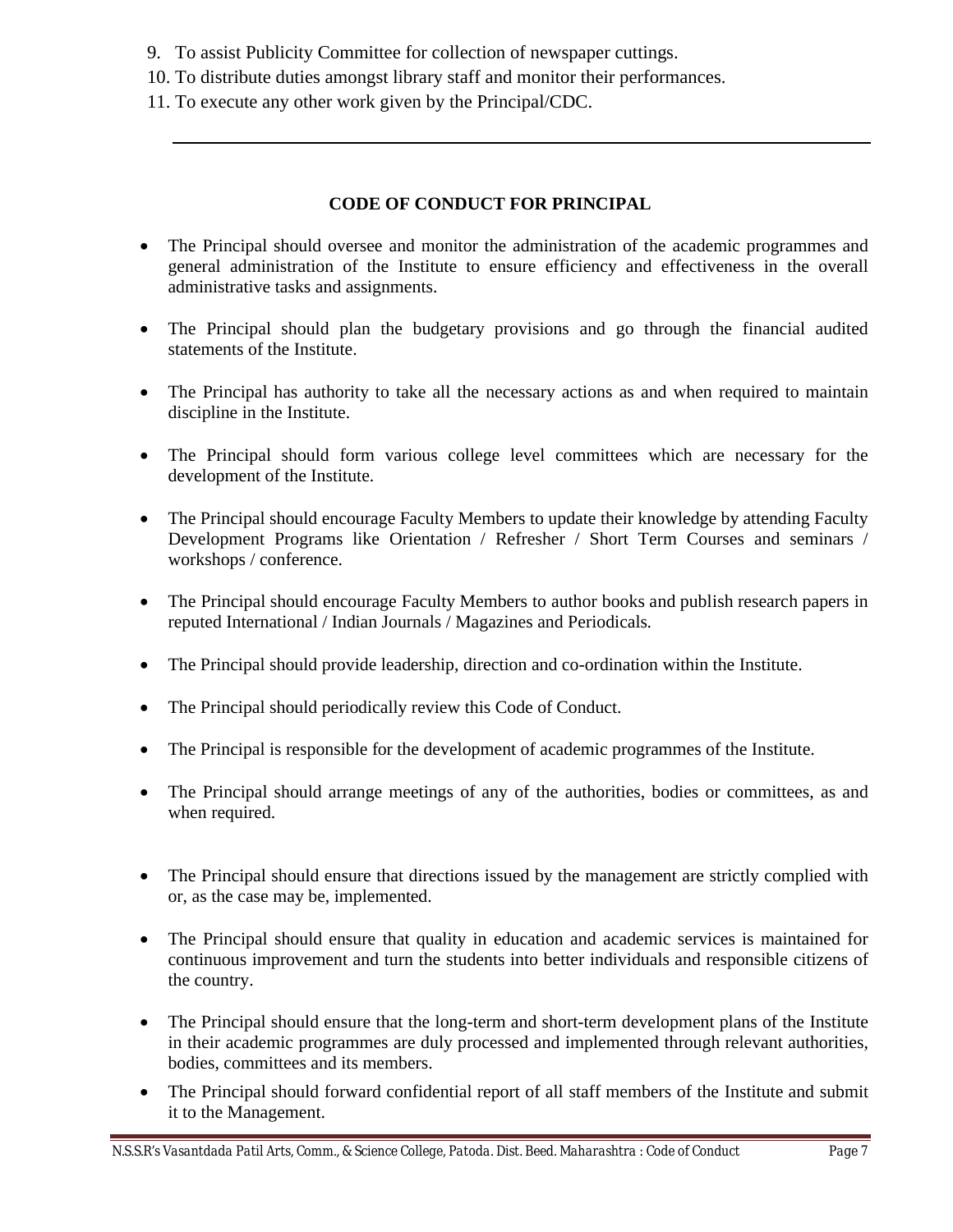9. To assist Publicity Committee for collection of newspaper cuttings.
10. To distribute duties amongst library staff and monitor their performances.
11. To execute any other work given by the Principal/CDC.

---

## CODE OF CONDUCT FOR PRINCIPAL

- The Principal should oversee and monitor the administration of the academic programmes and general administration of the Institute to ensure efficiency and effectiveness in the overall administrative tasks and assignments.
- The Principal should plan the budgetary provisions and go through the financial audited statements of the Institute.
- The Principal has authority to take all the necessary actions as and when required to maintain discipline in the Institute.
- The Principal should form various college level committees which are necessary for the development of the Institute.
- The Principal should encourage Faculty Members to update their knowledge by attending Faculty Development Programs like Orientation / Refresher / Short Term Courses and seminars / workshops / conference.
- The Principal should encourage Faculty Members to author books and publish research papers in reputed International / Indian Journals / Magazines and Periodicals.
- The Principal should provide leadership, direction and co-ordination within the Institute.
- The Principal should periodically review this Code of Conduct.
- The Principal is responsible for the development of academic programmes of the Institute.
- The Principal should arrange meetings of any of the authorities, bodies or committees, as and when required.
- The Principal should ensure that directions issued by the management are strictly complied with or, as the case may be, implemented.
- The Principal should ensure that quality in education and academic services is maintained for continuous improvement and turn the students into better individuals and responsible citizens of the country.
- The Principal should ensure that the long-term and short-term development plans of the Institute in their academic programmes are duly processed and implemented through relevant authorities, bodies, committees and its members.
- The Principal should forward confidential report of all staff members of the Institute and submit it to the Management.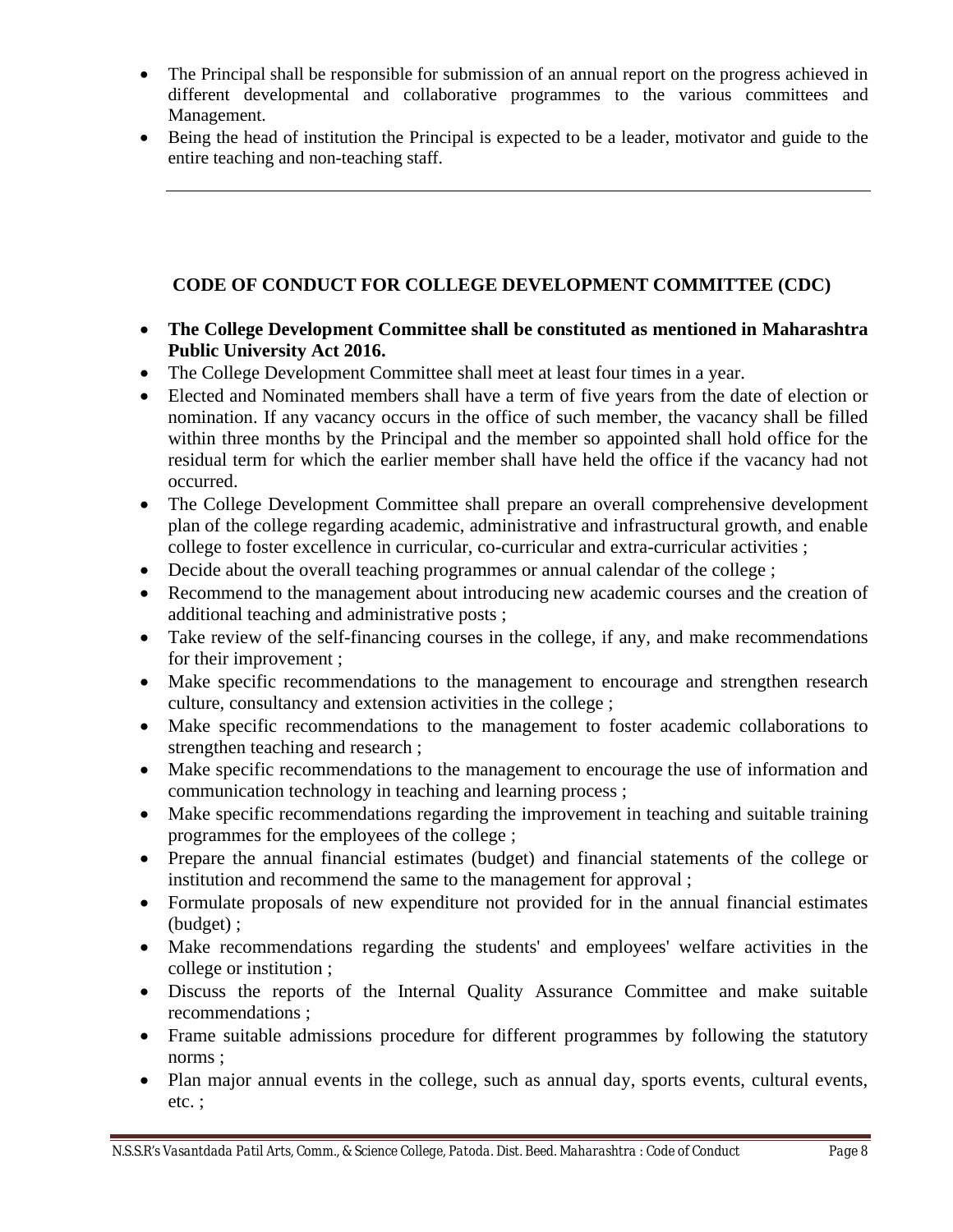- The Principal shall be responsible for submission of an annual report on the progress achieved in different developmental and collaborative programmes to the various committees and Management.
- Being the head of institution the Principal is expected to be a leader, motivator and guide to the entire teaching and non-teaching staff.

---

## CODE OF CONDUCT FOR COLLEGE DEVELOPMENT COMMITTEE (CDC)

- **The College Development Committee shall be constituted as mentioned in Maharashtra Public University Act 2016.**
- The College Development Committee shall meet at least four times in a year.
- Elected and Nominated members shall have a term of five years from the date of election or nomination. If any vacancy occurs in the office of such member, the vacancy shall be filled within three months by the Principal and the member so appointed shall hold office for the residual term for which the earlier member shall have held the office if the vacancy had not occurred.
- The College Development Committee shall prepare an overall comprehensive development plan of the college regarding academic, administrative and infrastructural growth, and enable college to foster excellence in curricular, co-curricular and extra-curricular activities ;
- Decide about the overall teaching programmes or annual calendar of the college ;
- Recommend to the management about introducing new academic courses and the creation of additional teaching and administrative posts ;
- Take review of the self-financing courses in the college, if any, and make recommendations for their improvement ;
- Make specific recommendations to the management to encourage and strengthen research culture, consultancy and extension activities in the college ;
- Make specific recommendations to the management to foster academic collaborations to strengthen teaching and research ;
- Make specific recommendations to the management to encourage the use of information and communication technology in teaching and learning process ;
- Make specific recommendations regarding the improvement in teaching and suitable training programmes for the employees of the college ;
- Prepare the annual financial estimates (budget) and financial statements of the college or institution and recommend the same to the management for approval ;
- Formulate proposals of new expenditure not provided for in the annual financial estimates (budget) ;
- Make recommendations regarding the students' and employees' welfare activities in the college or institution ;
- Discuss the reports of the Internal Quality Assurance Committee and make suitable recommendations ;
- Frame suitable admissions procedure for different programmes by following the statutory norms ;
- Plan major annual events in the college, such as annual day, sports events, cultural events, etc. ;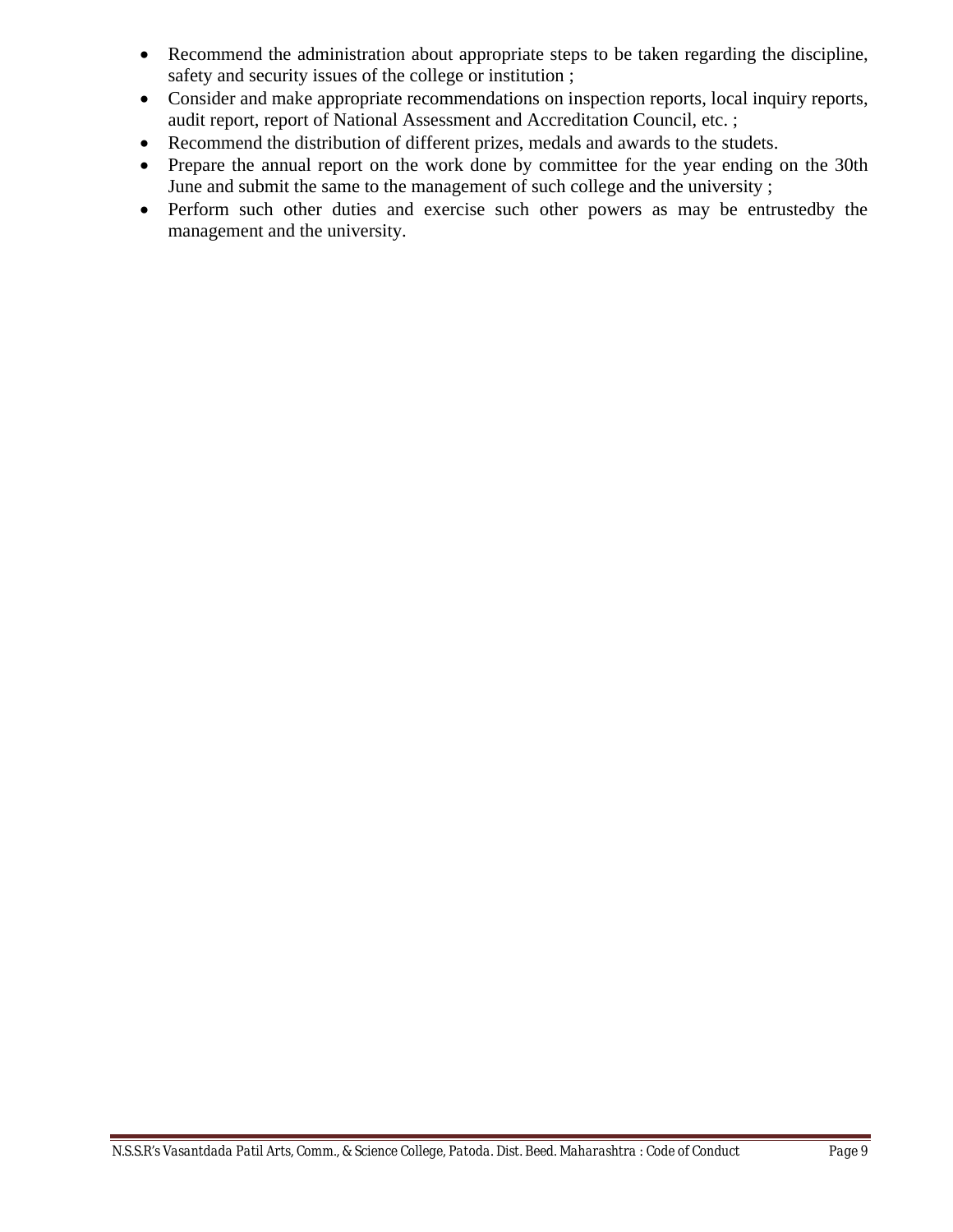- Recommend the administration about appropriate steps to be taken regarding the discipline, safety and security issues of the college or institution ;
- Consider and make appropriate recommendations on inspection reports, local inquiry reports, audit report, report of National Assessment and Accreditation Council, etc. ;
- Recommend the distribution of different prizes, medals and awards to the studets.
- Prepare the annual report on the work done by committee for the year ending on the 30th June and submit the same to the management of such college and the university ;
- Perform such other duties and exercise such other powers as may be entrustedby the management and the university.